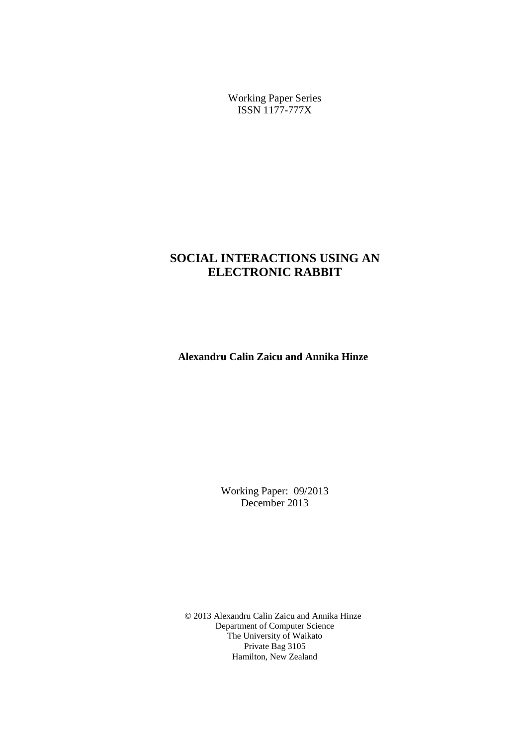Working Paper Series
ISSN 1177-777X

# SOCIAL INTERACTIONS USING AN ELECTRONIC RABBIT

**Alexandru Calin Zaicu and Annika Hinze**

Working Paper: 09/2013
December 2013

© 2013 Alexandru Calin Zaicu and Annika Hinze
Department of Computer Science
The University of Waikato
Private Bag 3105
Hamilton, New Zealand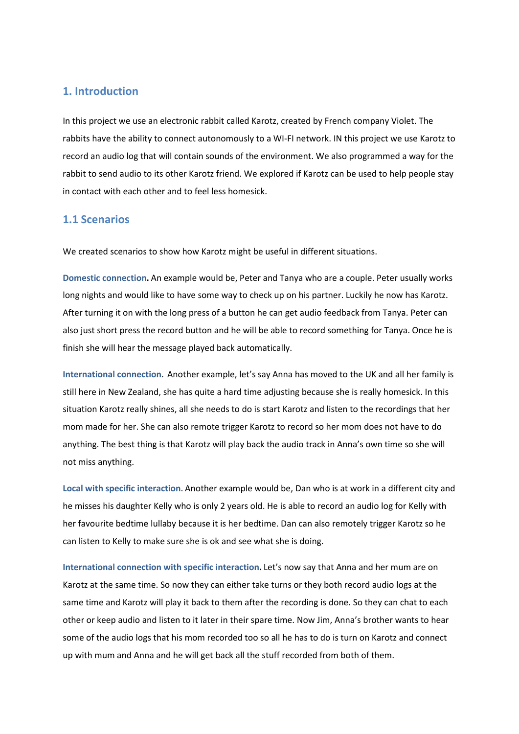## 1. Introduction

In this project we use an electronic rabbit called Karotz, created by French company Violet. The rabbits have the ability to connect autonomously to a WI-FI network. IN this project we use Karotz to record an audio log that will contain sounds of the environment. We also programmed a way for the rabbit to send audio to its other Karotz friend. We explored if Karotz can be used to help people stay in contact with each other and to feel less homesick.

### 1.1 Scenarios

We created scenarios to show how Karotz might be useful in different situations.

**Domestic connection.** An example would be, Peter and Tanya who are a couple. Peter usually works long nights and would like to have some way to check up on his partner. Luckily he now has Karotz. After turning it on with the long press of a button he can get audio feedback from Tanya. Peter can also just short press the record button and he will be able to record something for Tanya. Once he is finish she will hear the message played back automatically.

**International connection**. Another example, let's say Anna has moved to the UK and all her family is still here in New Zealand, she has quite a hard time adjusting because she is really homesick. In this situation Karotz really shines, all she needs to do is start Karotz and listen to the recordings that her mom made for her. She can also remote trigger Karotz to record so her mom does not have to do anything. The best thing is that Karotz will play back the audio track in Anna's own time so she will not miss anything.

**Local with specific interaction**. Another example would be, Dan who is at work in a different city and he misses his daughter Kelly who is only 2 years old. He is able to record an audio log for Kelly with her favourite bedtime lullaby because it is her bedtime. Dan can also remotely trigger Karotz so he can listen to Kelly to make sure she is ok and see what she is doing.

**International connection with specific interaction.** Let's now say that Anna and her mum are on Karotz at the same time. So now they can either take turns or they both record audio logs at the same time and Karotz will play it back to them after the recording is done. So they can chat to each other or keep audio and listen to it later in their spare time. Now Jim, Anna's brother wants to hear some of the audio logs that his mom recorded too so all he has to do is turn on Karotz and connect up with mum and Anna and he will get back all the stuff recorded from both of them.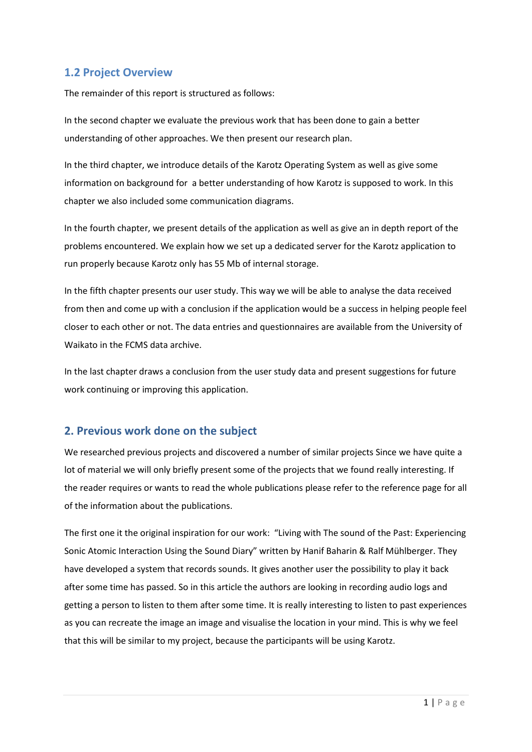## 1.2 Project Overview

The remainder of this report is structured as follows:

In the second chapter we evaluate the previous work that has been done to gain a better understanding of other approaches. We then present our research plan.

In the third chapter, we introduce details of the Karotz Operating System as well as give some information on background for a better understanding of how Karotz is supposed to work. In this chapter we also included some communication diagrams.

In the fourth chapter, we present details of the application as well as give an in depth report of the problems encountered. We explain how we set up a dedicated server for the Karotz application to run properly because Karotz only has 55 Mb of internal storage.

In the fifth chapter presents our user study. This way we will be able to analyse the data received from then and come up with a conclusion if the application would be a success in helping people feel closer to each other or not. The data entries and questionnaires are available from the University of Waikato in the FCMS data archive.

In the last chapter draws a conclusion from the user study data and present suggestions for future work continuing or improving this application.

## 2. Previous work done on the subject

We researched previous projects and discovered a number of similar projects Since we have quite a lot of material we will only briefly present some of the projects that we found really interesting. If the reader requires or wants to read the whole publications please refer to the reference page for all of the information about the publications.

The first one it the original inspiration for our work: "Living with The sound of the Past: Experiencing Sonic Atomic Interaction Using the Sound Diary" written by Hanif Baharin & Ralf Mühlberger. They have developed a system that records sounds. It gives another user the possibility to play it back after some time has passed. So in this article the authors are looking in recording audio logs and getting a person to listen to them after some time. It is really interesting to listen to past experiences as you can recreate the image an image and visualise the location in your mind. This is why we feel that this will be similar to my project, because the participants will be using Karotz.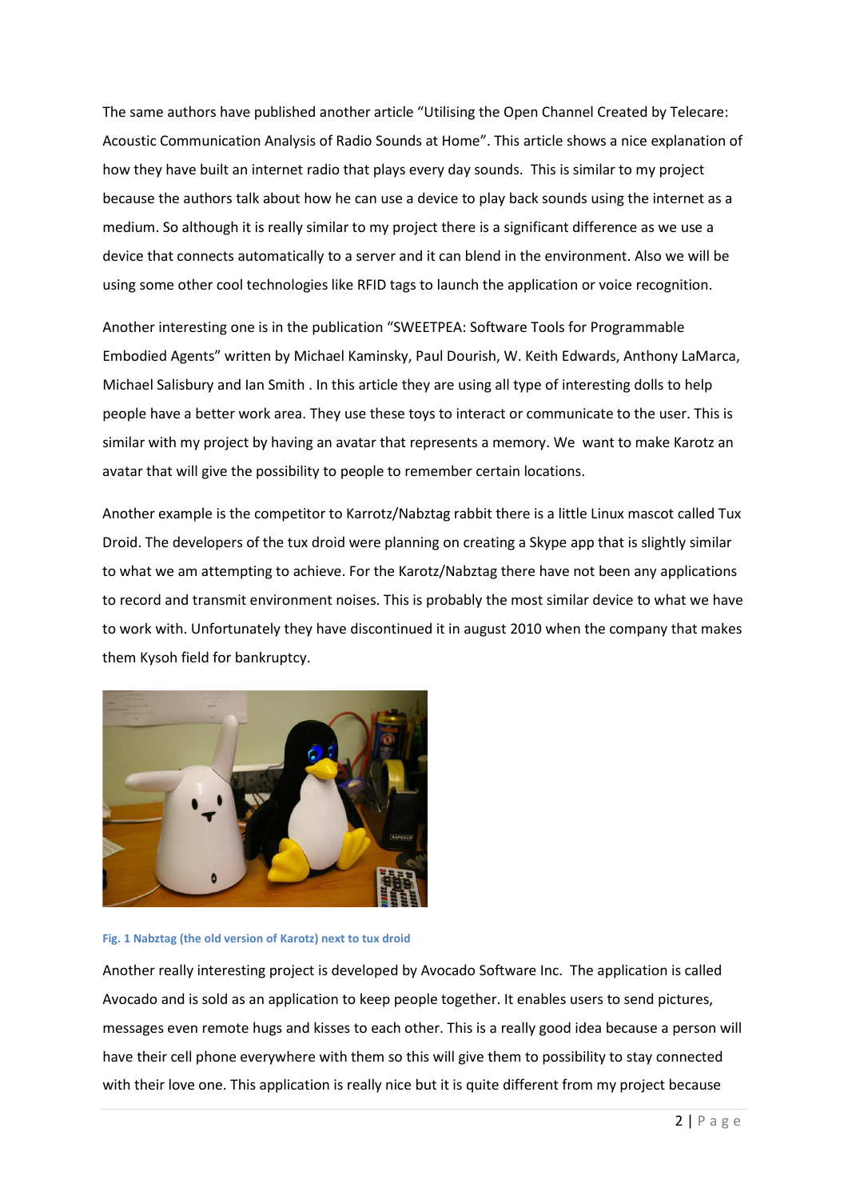The same authors have published another article "Utilising the Open Channel Created by Telecare: Acoustic Communication Analysis of Radio Sounds at Home". This article shows a nice explanation of how they have built an internet radio that plays every day sounds. This is similar to my project because the authors talk about how he can use a device to play back sounds using the internet as a medium. So although it is really similar to my project there is a significant difference as we use a device that connects automatically to a server and it can blend in the environment. Also we will be using some other cool technologies like RFID tags to launch the application or voice recognition.

Another interesting one is in the publication "SWEETPEA: Software Tools for Programmable Embodied Agents" written by Michael Kaminsky, Paul Dourish, W. Keith Edwards, Anthony LaMarca, Michael Salisbury and Ian Smith . In this article they are using all type of interesting dolls to help people have a better work area. They use these toys to interact or communicate to the user. This is similar with my project by having an avatar that represents a memory. We want to make Karotz an avatar that will give the possibility to people to remember certain locations.

Another example is the competitor to Karrotz/Nabztag rabbit there is a little Linux mascot called Tux Droid. The developers of the tux droid were planning on creating a Skype app that is slightly similar to what we am attempting to achieve. For the Karotz/Nabztag there have not been any applications to record and transmit environment noises. This is probably the most similar device to what we have to work with. Unfortunately they have discontinued it in august 2010 when the company that makes them Kysoh field for bankruptcy.

**Fig. 1 Nabztag (the old version of Karotz) next to tux droid**

Another really interesting project is developed by Avocado Software Inc. The application is called Avocado and is sold as an application to keep people together. It enables users to send pictures, messages even remote hugs and kisses to each other. This is a really good idea because a person will have their cell phone everywhere with them so this will give them to possibility to stay connected with their love one. This application is really nice but it is quite different from my project because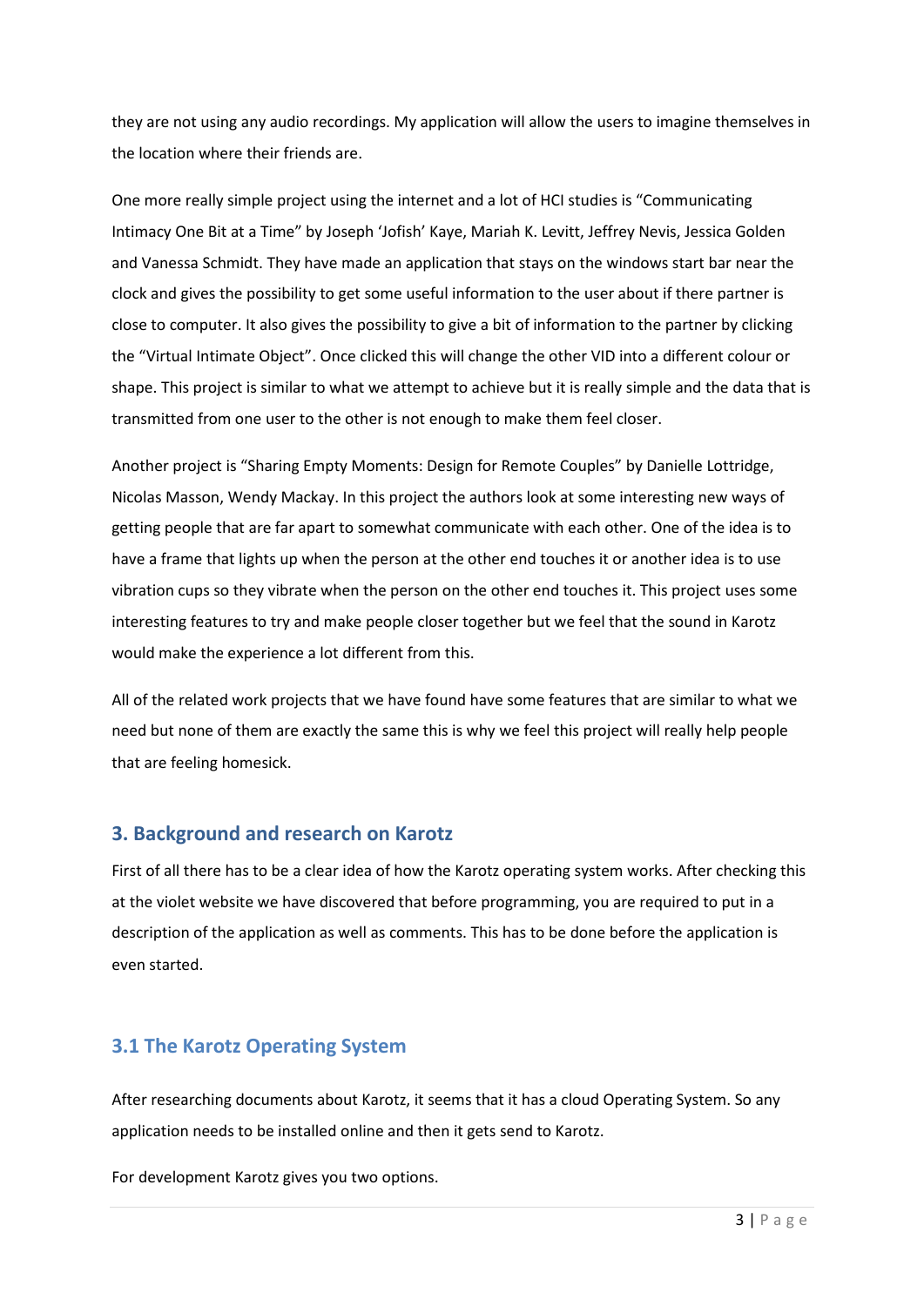they are not using any audio recordings. My application will allow the users to imagine themselves in the location where their friends are.

One more really simple project using the internet and a lot of HCI studies is “Communicating Intimacy One Bit at a Time” by Joseph ‘Jofish’ Kaye, Mariah K. Levitt, Jeffrey Nevis, Jessica Golden and Vanessa Schmidt. They have made an application that stays on the windows start bar near the clock and gives the possibility to get some useful information to the user about if there partner is close to computer. It also gives the possibility to give a bit of information to the partner by clicking the “Virtual Intimate Object”. Once clicked this will change the other VID into a different colour or shape. This project is similar to what we attempt to achieve but it is really simple and the data that is transmitted from one user to the other is not enough to make them feel closer.

Another project is “Sharing Empty Moments: Design for Remote Couples” by Danielle Lottridge, Nicolas Masson, Wendy Mackay. In this project the authors look at some interesting new ways of getting people that are far apart to somewhat communicate with each other. One of the idea is to have a frame that lights up when the person at the other end touches it or another idea is to use vibration cups so they vibrate when the person on the other end touches it. This project uses some interesting features to try and make people closer together but we feel that the sound in Karotz would make the experience a lot different from this.

All of the related work projects that we have found have some features that are similar to what we need but none of them are exactly the same this is why we feel this project will really help people that are feeling homesick.

## 3. Background and research on Karotz

First of all there has to be a clear idea of how the Karotz operating system works. After checking this at the violet website we have discovered that before programming, you are required to put in a description of the application as well as comments. This has to be done before the application is even started.

### 3.1 The Karotz Operating System

After researching documents about Karotz, it seems that it has a cloud Operating System. So any application needs to be installed online and then it gets send to Karotz.

For development Karotz gives you two options.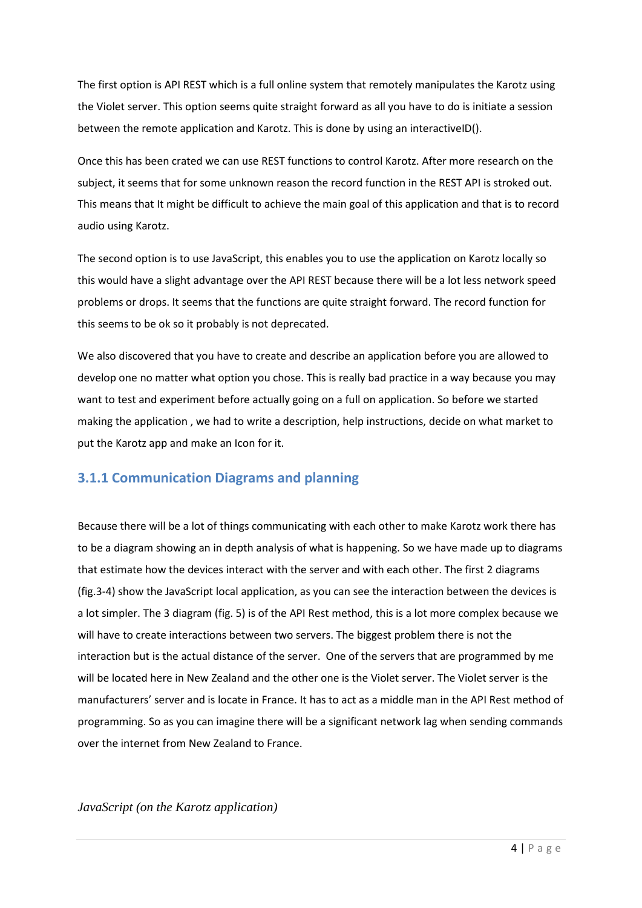The first option is API REST which is a full online system that remotely manipulates the Karotz using the Violet server. This option seems quite straight forward as all you have to do is initiate a session between the remote application and Karotz. This is done by using an interactiveID().

Once this has been crated we can use REST functions to control Karotz. After more research on the subject, it seems that for some unknown reason the record function in the REST API is stroked out. This means that It might be difficult to achieve the main goal of this application and that is to record audio using Karotz.

The second option is to use JavaScript, this enables you to use the application on Karotz locally so this would have a slight advantage over the API REST because there will be a lot less network speed problems or drops. It seems that the functions are quite straight forward. The record function for this seems to be ok so it probably is not deprecated.

We also discovered that you have to create and describe an application before you are allowed to develop one no matter what option you chose. This is really bad practice in a way because you may want to test and experiment before actually going on a full on application. So before we started making the application , we had to write a description, help instructions, decide on what market to put the Karotz app and make an Icon for it.

### 3.1.1 Communication Diagrams and planning

Because there will be a lot of things communicating with each other to make Karotz work there has to be a diagram showing an in depth analysis of what is happening. So we have made up to diagrams that estimate how the devices interact with the server and with each other. The first 2 diagrams (fig.3-4) show the JavaScript local application, as you can see the interaction between the devices is a lot simpler. The 3 diagram (fig. 5) is of the API Rest method, this is a lot more complex because we will have to create interactions between two servers. The biggest problem there is not the interaction but is the actual distance of the server. One of the servers that are programmed by me will be located here in New Zealand and the other one is the Violet server. The Violet server is the manufacturers' server and is locate in France. It has to act as a middle man in the API Rest method of programming. So as you can imagine there will be a significant network lag when sending commands over the internet from New Zealand to France.

*JavaScript (on the Karotz application)*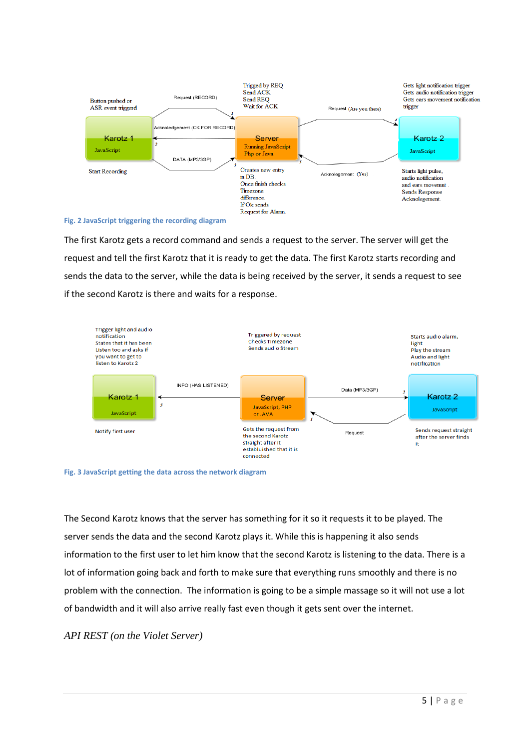Fig. 2 JavaScript triggering the recording diagram

The first Karotz gets a record command and sends a request to the server. The server will get the request and tell the first Karotz that it is ready to get the data. The first Karotz starts recording and sends the data to the server, while the data is being received by the server, it sends a request to see if the second Karotz is there and waits for a response.

Fig. 3 JavaScript getting the data across the network diagram

The Second Karotz knows that the server has something for it so it requests it to be played. The server sends the data and the second Karotz plays it. While this is happening it also sends information to the first user to let him know that the second Karotz is listening to the data. There is a lot of information going back and forth to make sure that everything runs smoothly and there is no problem with the connection. The information is going to be a simple massage so it will not use a lot of bandwidth and it will also arrive really fast even though it gets sent over the internet.

*API REST (on the Violet Server)*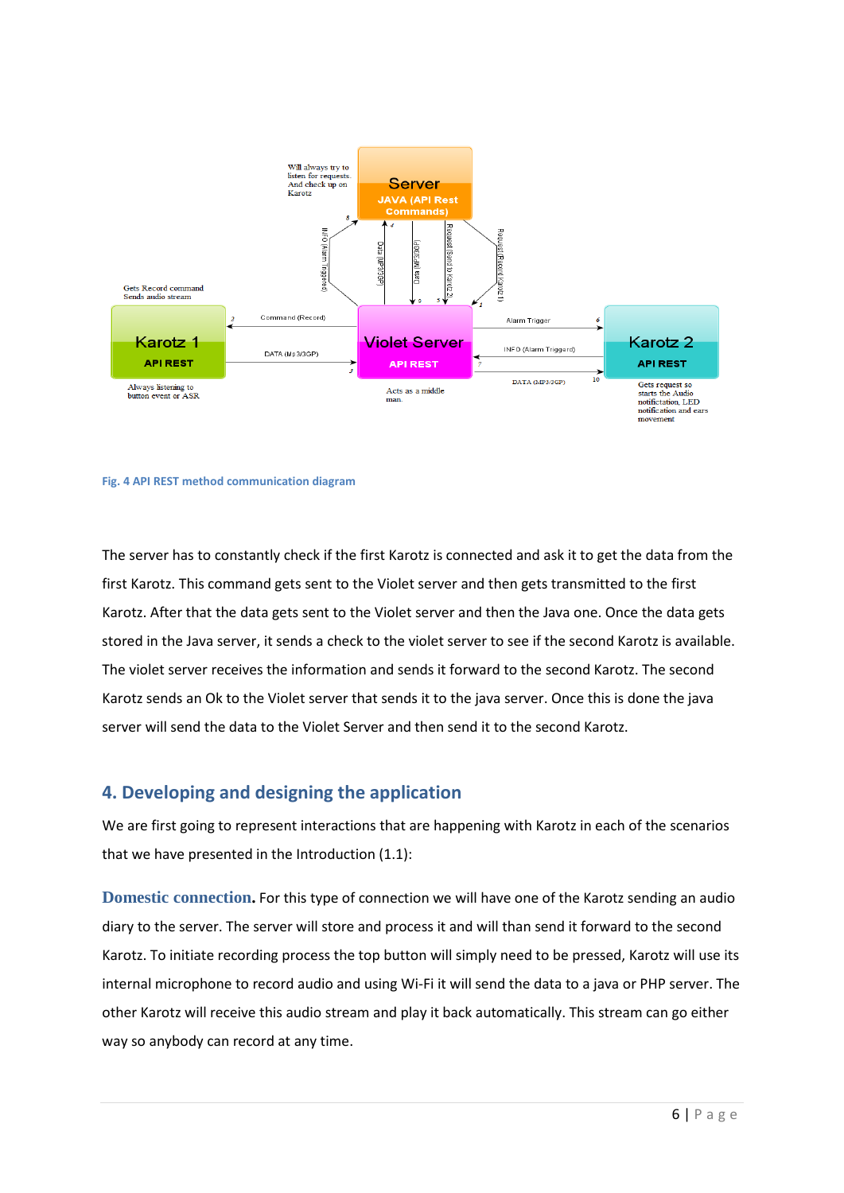Fig. 4 API REST method communication diagram

The server has to constantly check if the first Karotz is connected and ask it to get the data from the first Karotz. This command gets sent to the Violet server and then gets transmitted to the first Karotz. After that the data gets sent to the Violet server and then the Java one. Once the data gets stored in the Java server, it sends a check to the violet server to see if the second Karotz is available. The violet server receives the information and sends it forward to the second Karotz. The second Karotz sends an Ok to the Violet server that sends it to the java server. Once this is done the java server will send the data to the Violet Server and then send it to the second Karotz.

## 4. Developing and designing the application

We are first going to represent interactions that are happening with Karotz in each of the scenarios that we have presented in the Introduction (1.1):

**Domestic connection.** For this type of connection we will have one of the Karotz sending an audio diary to the server. The server will store and process it and will than send it forward to the second Karotz. To initiate recording process the top button will simply need to be pressed, Karotz will use its internal microphone to record audio and using Wi-Fi it will send the data to a java or PHP server. The other Karotz will receive this audio stream and play it back automatically. This stream can go either way so anybody can record at any time.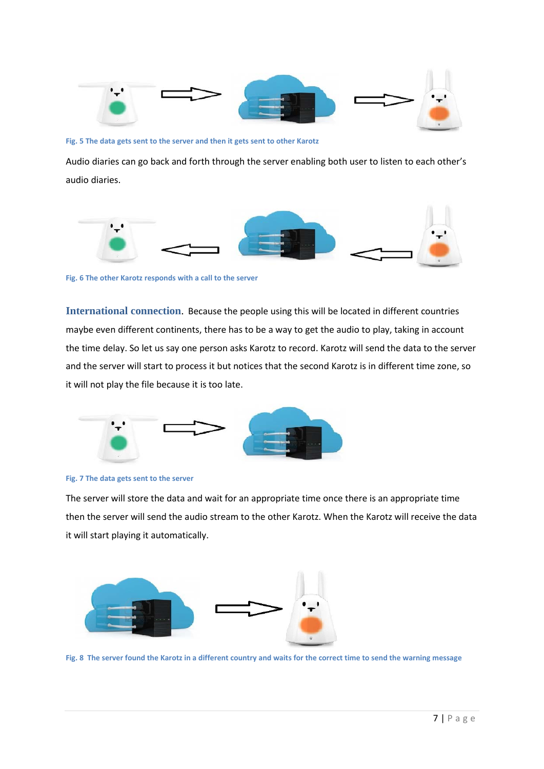Fig. 5 The data gets sent to the server and then it gets sent to other Karotz

Audio diaries can go back and forth through the server enabling both user to listen to each other's audio diaries.

Fig. 6 The other Karotz responds with a call to the server

**International connection**. Because the people using this will be located in different countries maybe even different continents, there has to be a way to get the audio to play, taking in account the time delay. So let us say one person asks Karotz to record. Karotz will send the data to the server and the server will start to process it but notices that the second Karotz is in different time zone, so it will not play the file because it is too late.

Fig. 7 The data gets sent to the server

The server will store the data and wait for an appropriate time once there is an appropriate time then the server will send the audio stream to the other Karotz. When the Karotz will receive the data it will start playing it automatically.

Fig. 8 The server found the Karotz in a different country and waits for the correct time to send the warning message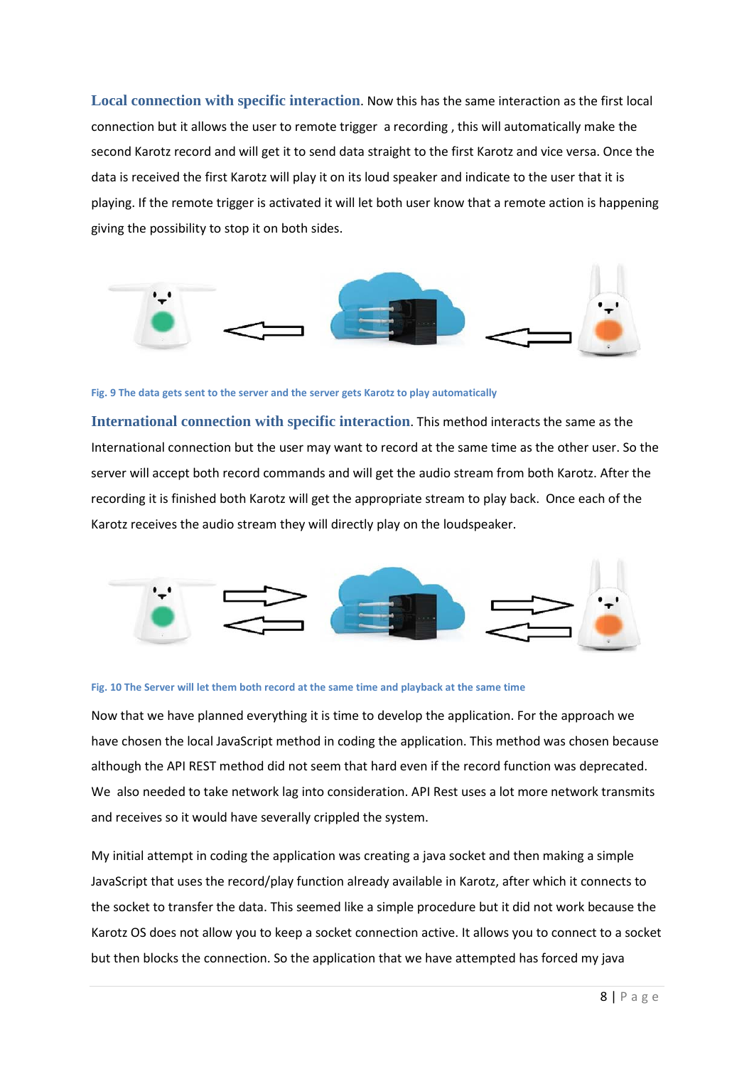**Local connection with specific interaction**. Now this has the same interaction as the first local connection but it allows the user to remote trigger  a recording , this will automatically make the second Karotz record and will get it to send data straight to the first Karotz and vice versa. Once the data is received the first Karotz will play it on its loud speaker and indicate to the user that it is playing. If the remote trigger is activated it will let both user know that a remote action is happening giving the possibility to stop it on both sides.

Fig. 9 The data gets sent to the server and the server gets Karotz to play automatically

**International connection with specific interaction**. This method interacts the same as the International connection but the user may want to record at the same time as the other user. So the server will accept both record commands and will get the audio stream from both Karotz. After the recording it is finished both Karotz will get the appropriate stream to play back.  Once each of the Karotz receives the audio stream they will directly play on the loudspeaker.

Fig. 10 The Server will let them both record at the same time and playback at the same time

Now that we have planned everything it is time to develop the application. For the approach we have chosen the local JavaScript method in coding the application. This method was chosen because although the API REST method did not seem that hard even if the record function was deprecated. We  also needed to take network lag into consideration. API Rest uses a lot more network transmits and receives so it would have severally crippled the system.

My initial attempt in coding the application was creating a java socket and then making a simple JavaScript that uses the record/play function already available in Karotz, after which it connects to the socket to transfer the data. This seemed like a simple procedure but it did not work because the Karotz OS does not allow you to keep a socket connection active. It allows you to connect to a socket but then blocks the connection. So the application that we have attempted has forced my java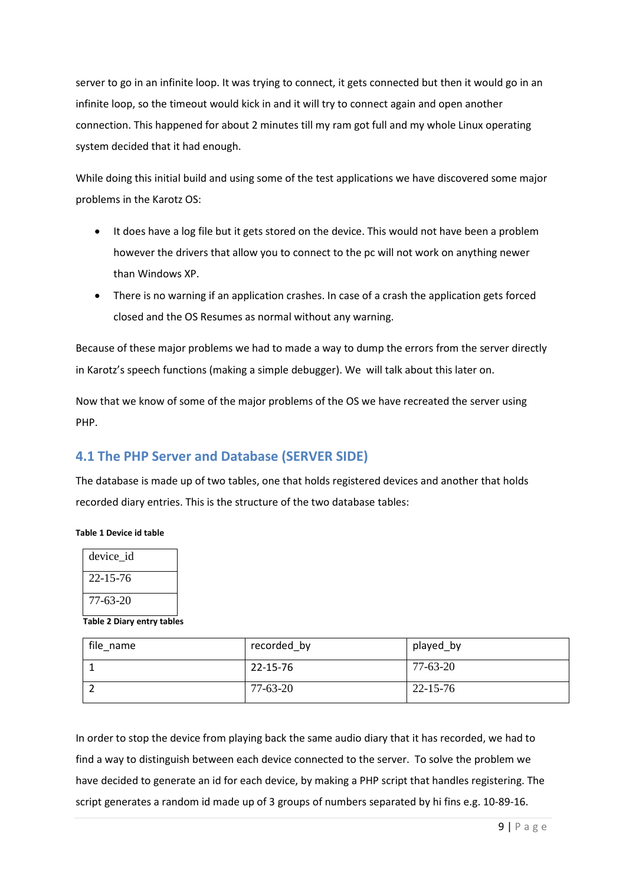server to go in an infinite loop. It was trying to connect, it gets connected but then it would go in an infinite loop, so the timeout would kick in and it will try to connect again and open another connection. This happened for about 2 minutes till my ram got full and my whole Linux operating system decided that it had enough.

While doing this initial build and using some of the test applications we have discovered some major problems in the Karotz OS:

- It does have a log file but it gets stored on the device. This would not have been a problem however the drivers that allow you to connect to the pc will not work on anything newer than Windows XP.
- There is no warning if an application crashes. In case of a crash the application gets forced closed and the OS Resumes as normal without any warning.

Because of these major problems we had to made a way to dump the errors from the server directly in Karotz's speech functions (making a simple debugger). We will talk about this later on.

Now that we know of some of the major problems of the OS we have recreated the server using PHP.

## 4.1 The PHP Server and Database (SERVER SIDE)

The database is made up of two tables, one that holds registered devices and another that holds recorded diary entries. This is the structure of the two database tables:

**Table 1 Device id table**

| device_id |
|---|
| 22-15-76 |
| 77-63-20 |

**Table 2 Diary entry tables**

| file_name | recorded_by | played_by |
|---|---|---|
| 1 | 22-15-76 | 77-63-20 |
| 2 | 77-63-20 | 22-15-76 |

In order to stop the device from playing back the same audio diary that it has recorded, we had to find a way to distinguish between each device connected to the server. To solve the problem we have decided to generate an id for each device, by making a PHP script that handles registering. The script generates a random id made up of 3 groups of numbers separated by hi fins e.g. 10-89-16.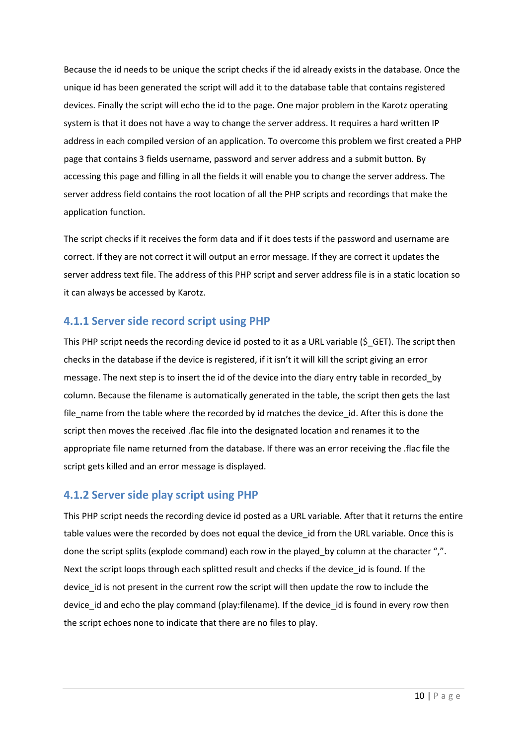Because the id needs to be unique the script checks if the id already exists in the database. Once the unique id has been generated the script will add it to the database table that contains registered devices. Finally the script will echo the id to the page. One major problem in the Karotz operating system is that it does not have a way to change the server address. It requires a hard written IP address in each compiled version of an application. To overcome this problem we first created a PHP page that contains 3 fields username, password and server address and a submit button. By accessing this page and filling in all the fields it will enable you to change the server address. The server address field contains the root location of all the PHP scripts and recordings that make the application function.

The script checks if it receives the form data and if it does tests if the password and username are correct. If they are not correct it will output an error message. If they are correct it updates the server address text file. The address of this PHP script and server address file is in a static location so it can always be accessed by Karotz.

### 4.1.1 Server side record script using PHP

This PHP script needs the recording device id posted to it as a URL variable ($_GET). The script then checks in the database if the device is registered, if it isn't it will kill the script giving an error message. The next step is to insert the id of the device into the diary entry table in recorded_by column. Because the filename is automatically generated in the table, the script then gets the last file_name from the table where the recorded by id matches the device_id. After this is done the script then moves the received .flac file into the designated location and renames it to the appropriate file name returned from the database. If there was an error receiving the .flac file the script gets killed and an error message is displayed.

### 4.1.2 Server side play script using PHP

This PHP script needs the recording device id posted as a URL variable. After that it returns the entire table values were the recorded by does not equal the device_id from the URL variable. Once this is done the script splits (explode command) each row in the played_by column at the character ",". Next the script loops through each splitted result and checks if the device_id is found. If the device_id is not present in the current row the script will then update the row to include the device_id and echo the play command (play:filename). If the device_id is found in every row then the script echoes none to indicate that there are no files to play.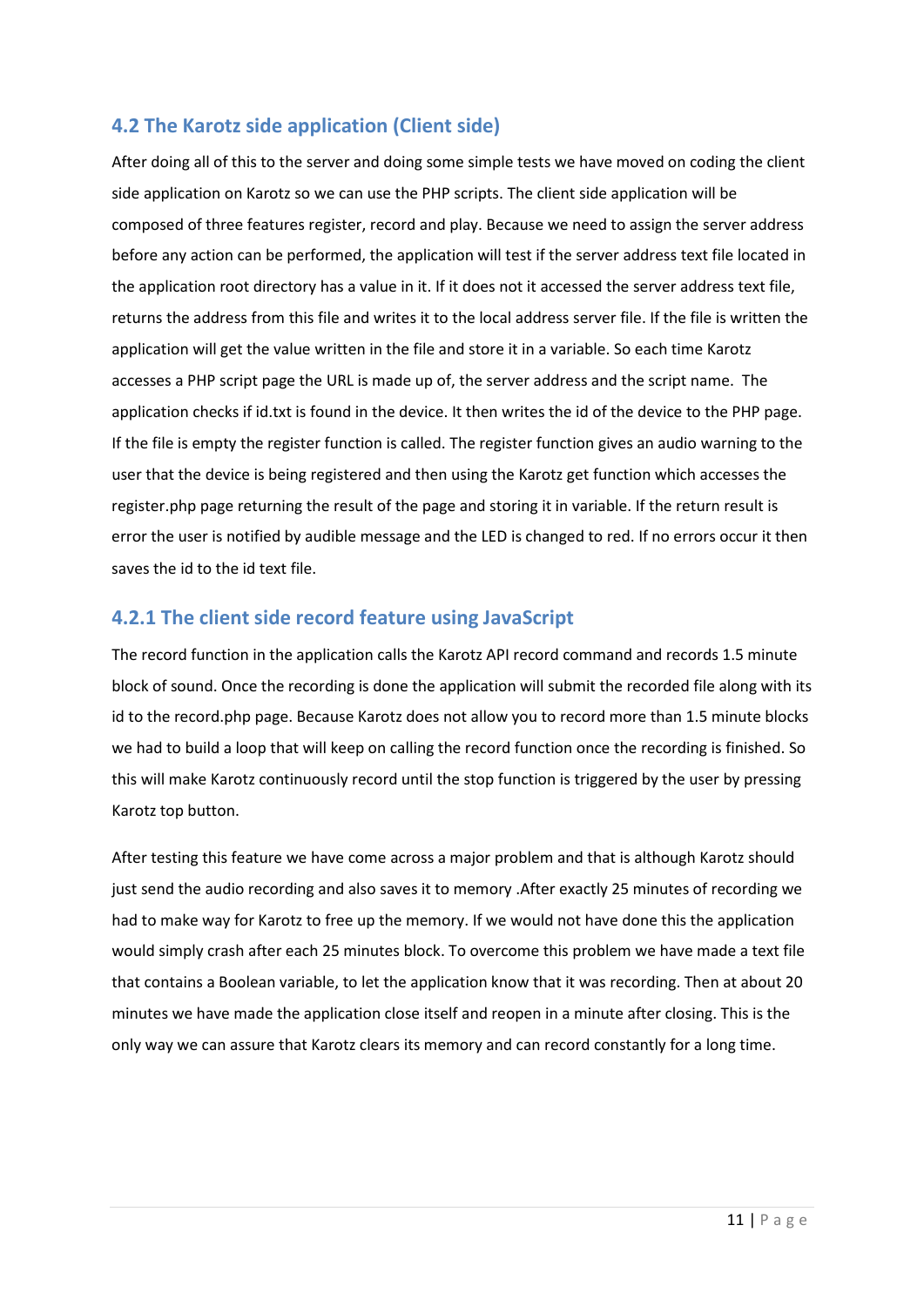## 4.2 The Karotz side application (Client side)

After doing all of this to the server and doing some simple tests we have moved on coding the client side application on Karotz so we can use the PHP scripts. The client side application will be composed of three features register, record and play. Because we need to assign the server address before any action can be performed, the application will test if the server address text file located in the application root directory has a value in it. If it does not it accessed the server address text file, returns the address from this file and writes it to the local address server file. If the file is written the application will get the value written in the file and store it in a variable. So each time Karotz accesses a PHP script page the URL is made up of, the server address and the script name. The application checks if id.txt is found in the device. It then writes the id of the device to the PHP page. If the file is empty the register function is called. The register function gives an audio warning to the user that the device is being registered and then using the Karotz get function which accesses the register.php page returning the result of the page and storing it in variable. If the return result is error the user is notified by audible message and the LED is changed to red. If no errors occur it then saves the id to the id text file.

### 4.2.1 The client side record feature using JavaScript

The record function in the application calls the Karotz API record command and records 1.5 minute block of sound. Once the recording is done the application will submit the recorded file along with its id to the record.php page. Because Karotz does not allow you to record more than 1.5 minute blocks we had to build a loop that will keep on calling the record function once the recording is finished. So this will make Karotz continuously record until the stop function is triggered by the user by pressing Karotz top button.

After testing this feature we have come across a major problem and that is although Karotz should just send the audio recording and also saves it to memory .After exactly 25 minutes of recording we had to make way for Karotz to free up the memory. If we would not have done this the application would simply crash after each 25 minutes block. To overcome this problem we have made a text file that contains a Boolean variable, to let the application know that it was recording. Then at about 20 minutes we have made the application close itself and reopen in a minute after closing. This is the only way we can assure that Karotz clears its memory and can record constantly for a long time.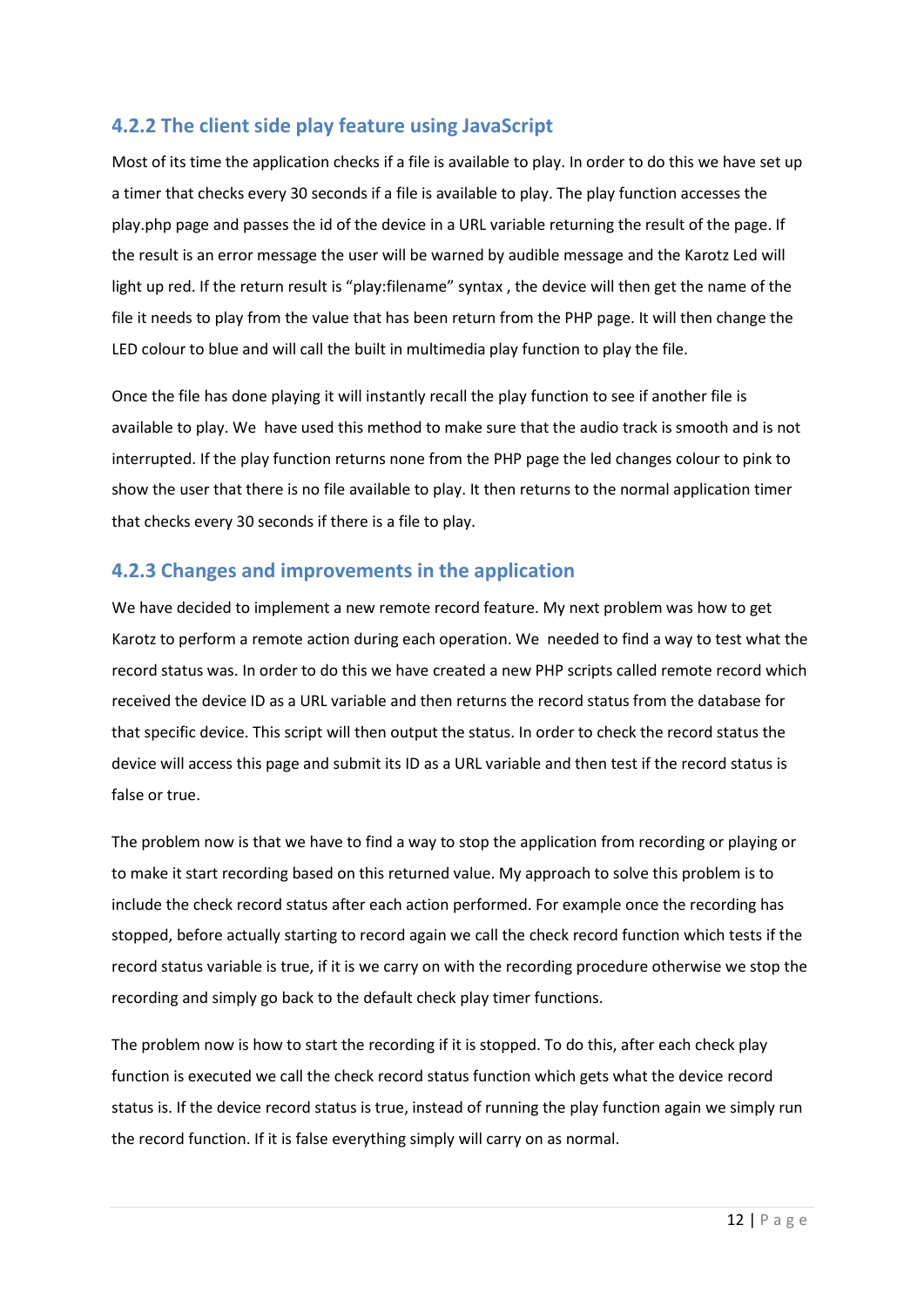### 4.2.2 The client side play feature using JavaScript

Most of its time the application checks if a file is available to play. In order to do this we have set up a timer that checks every 30 seconds if a file is available to play. The play function accesses the play.php page and passes the id of the device in a URL variable returning the result of the page. If the result is an error message the user will be warned by audible message and the Karotz Led will light up red. If the return result is “play:filename” syntax , the device will then get the name of the file it needs to play from the value that has been return from the PHP page. It will then change the LED colour to blue and will call the built in multimedia play function to play the file.

Once the file has done playing it will instantly recall the play function to see if another file is available to play. We have used this method to make sure that the audio track is smooth and is not interrupted. If the play function returns none from the PHP page the led changes colour to pink to show the user that there is no file available to play. It then returns to the normal application timer that checks every 30 seconds if there is a file to play.

### 4.2.3 Changes and improvements in the application

We have decided to implement a new remote record feature. My next problem was how to get Karotz to perform a remote action during each operation. We needed to find a way to test what the record status was. In order to do this we have created a new PHP scripts called remote record which received the device ID as a URL variable and then returns the record status from the database for that specific device. This script will then output the status. In order to check the record status the device will access this page and submit its ID as a URL variable and then test if the record status is false or true.

The problem now is that we have to find a way to stop the application from recording or playing or to make it start recording based on this returned value. My approach to solve this problem is to include the check record status after each action performed. For example once the recording has stopped, before actually starting to record again we call the check record function which tests if the record status variable is true, if it is we carry on with the recording procedure otherwise we stop the recording and simply go back to the default check play timer functions.

The problem now is how to start the recording if it is stopped. To do this, after each check play function is executed we call the check record status function which gets what the device record status is. If the device record status is true, instead of running the play function again we simply run the record function. If it is false everything simply will carry on as normal.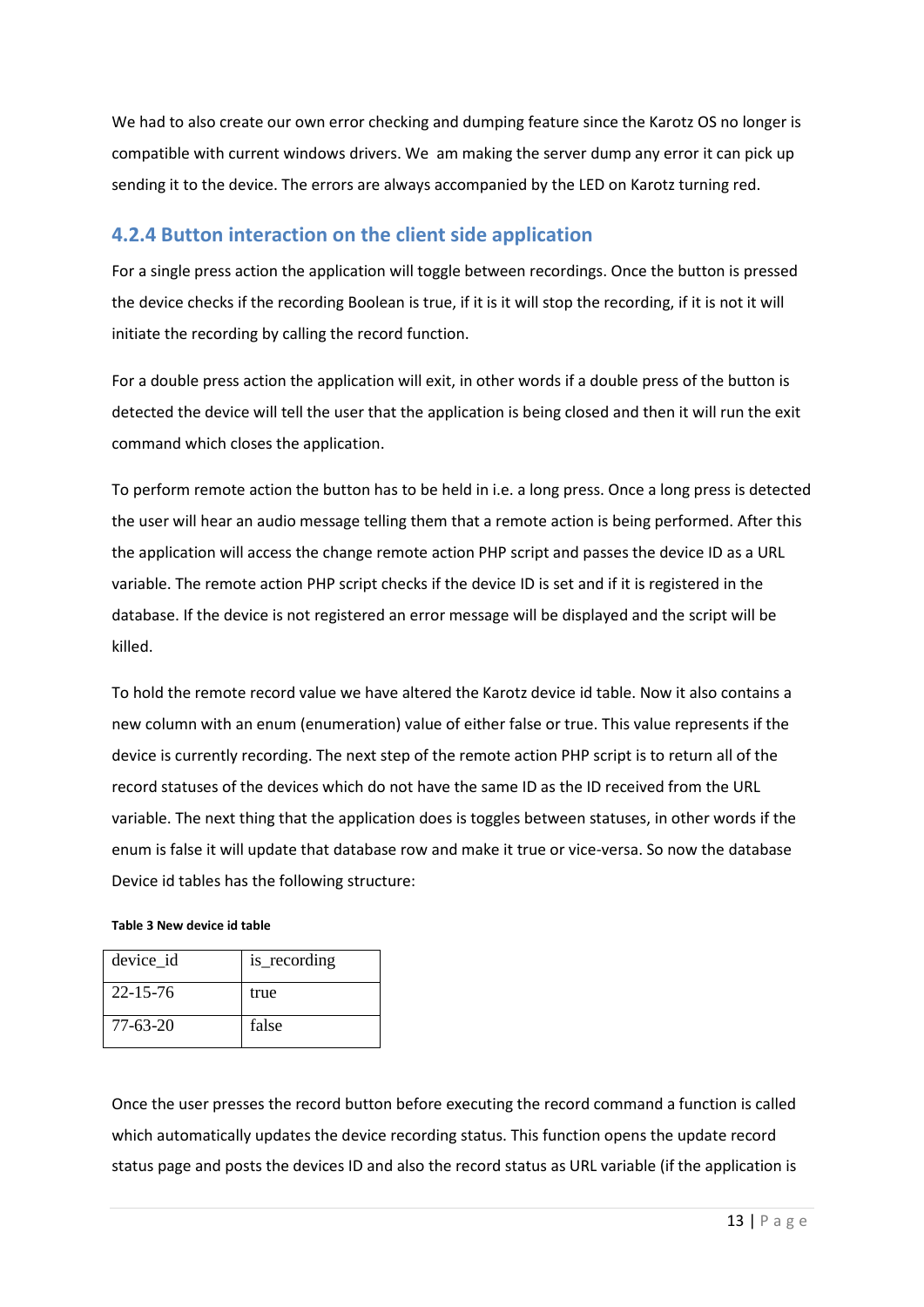We had to also create our own error checking and dumping feature since the Karotz OS no longer is compatible with current windows drivers. We  am making the server dump any error it can pick up sending it to the device. The errors are always accompanied by the LED on Karotz turning red.

### 4.2.4 Button interaction on the client side application

For a single press action the application will toggle between recordings. Once the button is pressed the device checks if the recording Boolean is true, if it is it will stop the recording, if it is not it will initiate the recording by calling the record function.

For a double press action the application will exit, in other words if a double press of the button is detected the device will tell the user that the application is being closed and then it will run the exit command which closes the application.

To perform remote action the button has to be held in i.e. a long press. Once a long press is detected the user will hear an audio message telling them that a remote action is being performed. After this the application will access the change remote action PHP script and passes the device ID as a URL variable. The remote action PHP script checks if the device ID is set and if it is registered in the database. If the device is not registered an error message will be displayed and the script will be killed.

To hold the remote record value we have altered the Karotz device id table. Now it also contains a new column with an enum (enumeration) value of either false or true. This value represents if the device is currently recording. The next step of the remote action PHP script is to return all of the record statuses of the devices which do not have the same ID as the ID received from the URL variable. The next thing that the application does is toggles between statuses, in other words if the enum is false it will update that database row and make it true or vice-versa. So now the database Device id tables has the following structure:

**Table 3 New device id table**

| device_id | is_recording |
|---|---|
| 22-15-76 | true |
| 77-63-20 | false |

Once the user presses the record button before executing the record command a function is called which automatically updates the device recording status. This function opens the update record status page and posts the devices ID and also the record status as URL variable (if the application is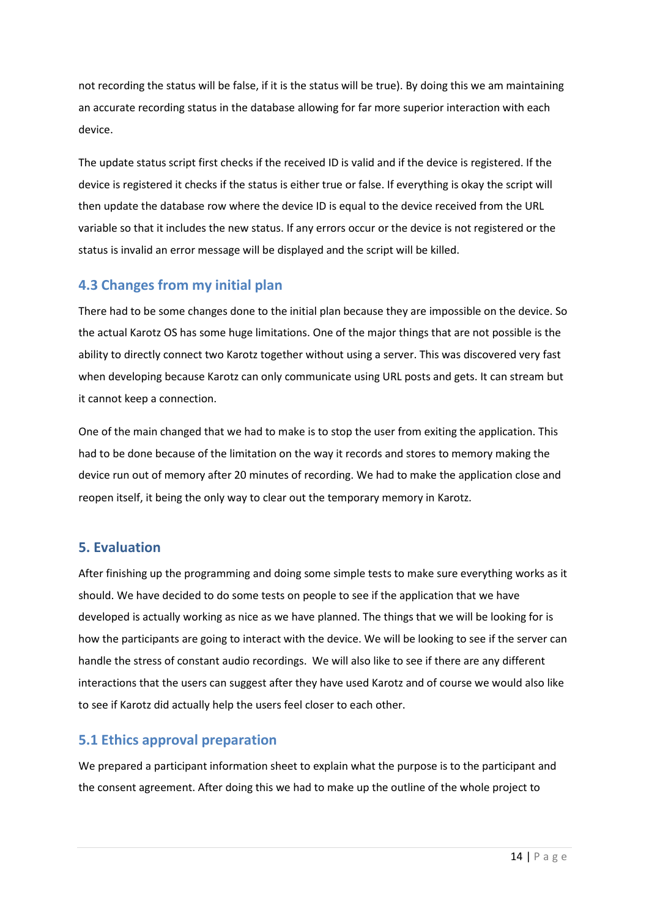not recording the status will be false, if it is the status will be true). By doing this we am maintaining an accurate recording status in the database allowing for far more superior interaction with each device.

The update status script first checks if the received ID is valid and if the device is registered. If the device is registered it checks if the status is either true or false. If everything is okay the script will then update the database row where the device ID is equal to the device received from the URL variable so that it includes the new status. If any errors occur or the device is not registered or the status is invalid an error message will be displayed and the script will be killed.

### 4.3 Changes from my initial plan

There had to be some changes done to the initial plan because they are impossible on the device. So the actual Karotz OS has some huge limitations. One of the major things that are not possible is the ability to directly connect two Karotz together without using a server. This was discovered very fast when developing because Karotz can only communicate using URL posts and gets. It can stream but it cannot keep a connection.

One of the main changed that we had to make is to stop the user from exiting the application. This had to be done because of the limitation on the way it records and stores to memory making the device run out of memory after 20 minutes of recording. We had to make the application close and reopen itself, it being the only way to clear out the temporary memory in Karotz.

## 5. Evaluation

After finishing up the programming and doing some simple tests to make sure everything works as it should. We have decided to do some tests on people to see if the application that we have developed is actually working as nice as we have planned. The things that we will be looking for is how the participants are going to interact with the device. We will be looking to see if the server can handle the stress of constant audio recordings. We will also like to see if there are any different interactions that the users can suggest after they have used Karotz and of course we would also like to see if Karotz did actually help the users feel closer to each other.

### 5.1 Ethics approval preparation

We prepared a participant information sheet to explain what the purpose is to the participant and the consent agreement. After doing this we had to make up the outline of the whole project to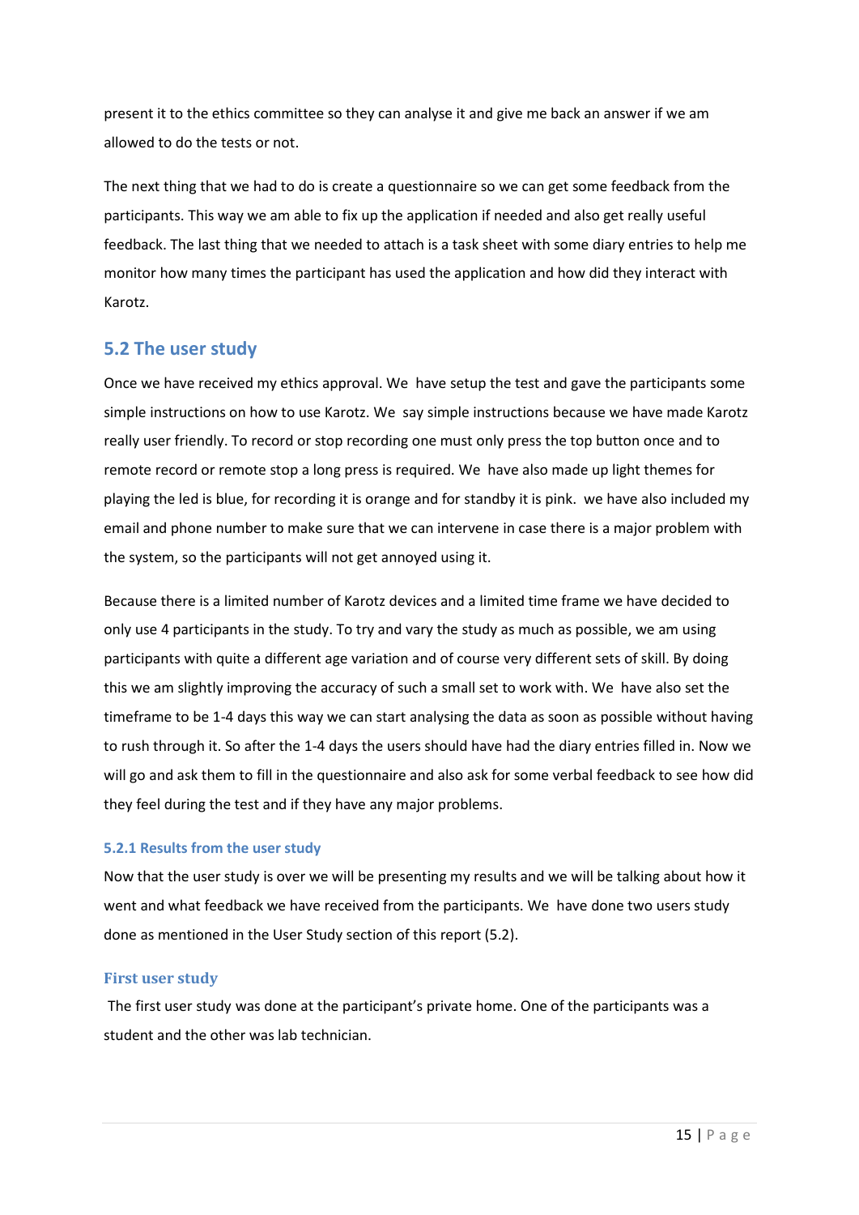present it to the ethics committee so they can analyse it and give me back an answer if we am allowed to do the tests or not.

The next thing that we had to do is create a questionnaire so we can get some feedback from the participants. This way we am able to fix up the application if needed and also get really useful feedback. The last thing that we needed to attach is a task sheet with some diary entries to help me monitor how many times the participant has used the application and how did they interact with Karotz.

## 5.2 The user study

Once we have received my ethics approval. We have setup the test and gave the participants some simple instructions on how to use Karotz. We say simple instructions because we have made Karotz really user friendly. To record or stop recording one must only press the top button once and to remote record or remote stop a long press is required. We have also made up light themes for playing the led is blue, for recording it is orange and for standby it is pink. we have also included my email and phone number to make sure that we can intervene in case there is a major problem with the system, so the participants will not get annoyed using it.

Because there is a limited number of Karotz devices and a limited time frame we have decided to only use 4 participants in the study. To try and vary the study as much as possible, we am using participants with quite a different age variation and of course very different sets of skill. By doing this we am slightly improving the accuracy of such a small set to work with. We have also set the timeframe to be 1-4 days this way we can start analysing the data as soon as possible without having to rush through it. So after the 1-4 days the users should have had the diary entries filled in. Now we will go and ask them to fill in the questionnaire and also ask for some verbal feedback to see how did they feel during the test and if they have any major problems.

### 5.2.1 Results from the user study

Now that the user study is over we will be presenting my results and we will be talking about how it went and what feedback we have received from the participants. We have done two users study done as mentioned in the User Study section of this report (5.2).

#### First user study

The first user study was done at the participant's private home. One of the participants was a student and the other was lab technician.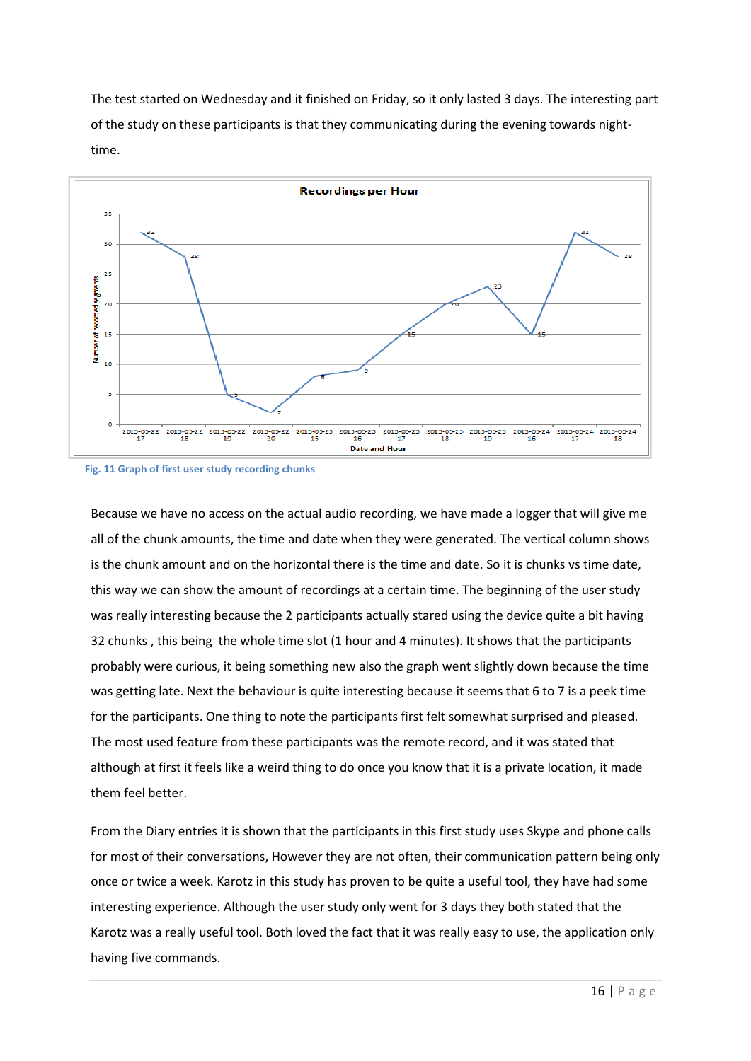The test started on Wednesday and it finished on Friday, so it only lasted 3 days. The interesting part of the study on these participants is that they communicating during the evening towards night-time.

**Fig. 11 Graph of first user study recording chunks**

Because we have no access on the actual audio recording, we have made a logger that will give me all of the chunk amounts, the time and date when they were generated. The vertical column shows is the chunk amount and on the horizontal there is the time and date. So it is chunks vs time date, this way we can show the amount of recordings at a certain time. The beginning of the user study was really interesting because the 2 participants actually stared using the device quite a bit having 32 chunks , this being  the whole time slot (1 hour and 4 minutes). It shows that the participants probably were curious, it being something new also the graph went slightly down because the time was getting late. Next the behaviour is quite interesting because it seems that 6 to 7 is a peek time for the participants. One thing to note the participants first felt somewhat surprised and pleased. The most used feature from these participants was the remote record, and it was stated that although at first it feels like a weird thing to do once you know that it is a private location, it made them feel better.

From the Diary entries it is shown that the participants in this first study uses Skype and phone calls for most of their conversations, However they are not often, their communication pattern being only once or twice a week. Karotz in this study has proven to be quite a useful tool, they have had some interesting experience. Although the user study only went for 3 days they both stated that the Karotz was a really useful tool. Both loved the fact that it was really easy to use, the application only having five commands.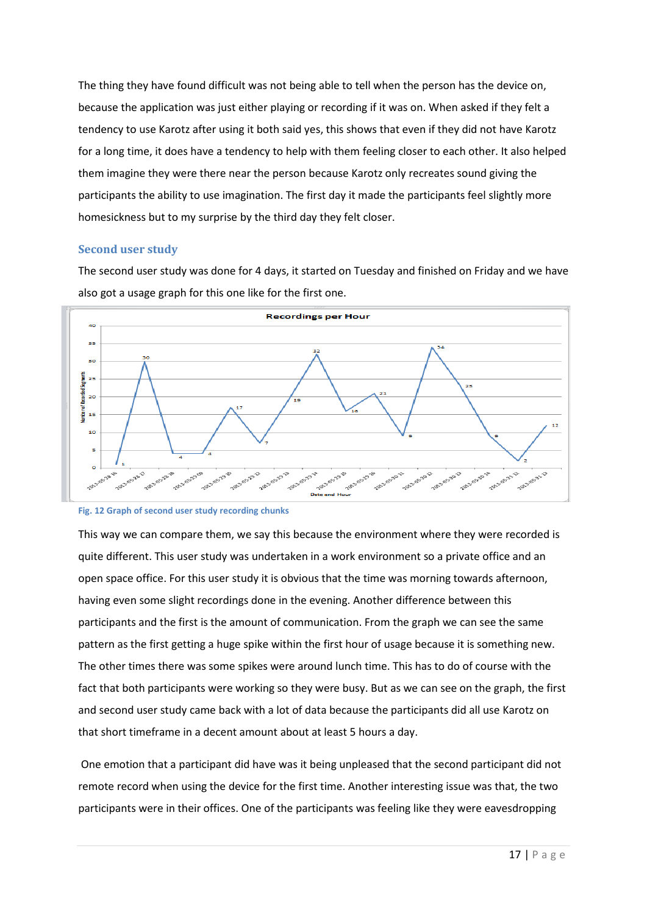The thing they have found difficult was not being able to tell when the person has the device on, because the application was just either playing or recording if it was on. When asked if they felt a tendency to use Karotz after using it both said yes, this shows that even if they did not have Karotz for a long time, it does have a tendency to help with them feeling closer to each other. It also helped them imagine they were there near the person because Karotz only recreates sound giving the participants the ability to use imagination. The first day it made the participants feel slightly more homesickness but to my surprise by the third day they felt closer.

### Second user study

The second user study was done for 4 days, it started on Tuesday and finished on Friday and we have also got a usage graph for this one like for the first one.

Fig. 12 Graph of second user study recording chunks

This way we can compare them, we say this because the environment where they were recorded is quite different. This user study was undertaken in a work environment so a private office and an open space office. For this user study it is obvious that the time was morning towards afternoon, having even some slight recordings done in the evening. Another difference between this participants and the first is the amount of communication. From the graph we can see the same pattern as the first getting a huge spike within the first hour of usage because it is something new. The other times there was some spikes were around lunch time. This has to do of course with the fact that both participants were working so they were busy. But as we can see on the graph, the first and second user study came back with a lot of data because the participants did all use Karotz on that short timeframe in a decent amount about at least 5 hours a day.

One emotion that a participant did have was it being unpleased that the second participant did not remote record when using the device for the first time. Another interesting issue was that, the two participants were in their offices. One of the participants was feeling like they were eavesdropping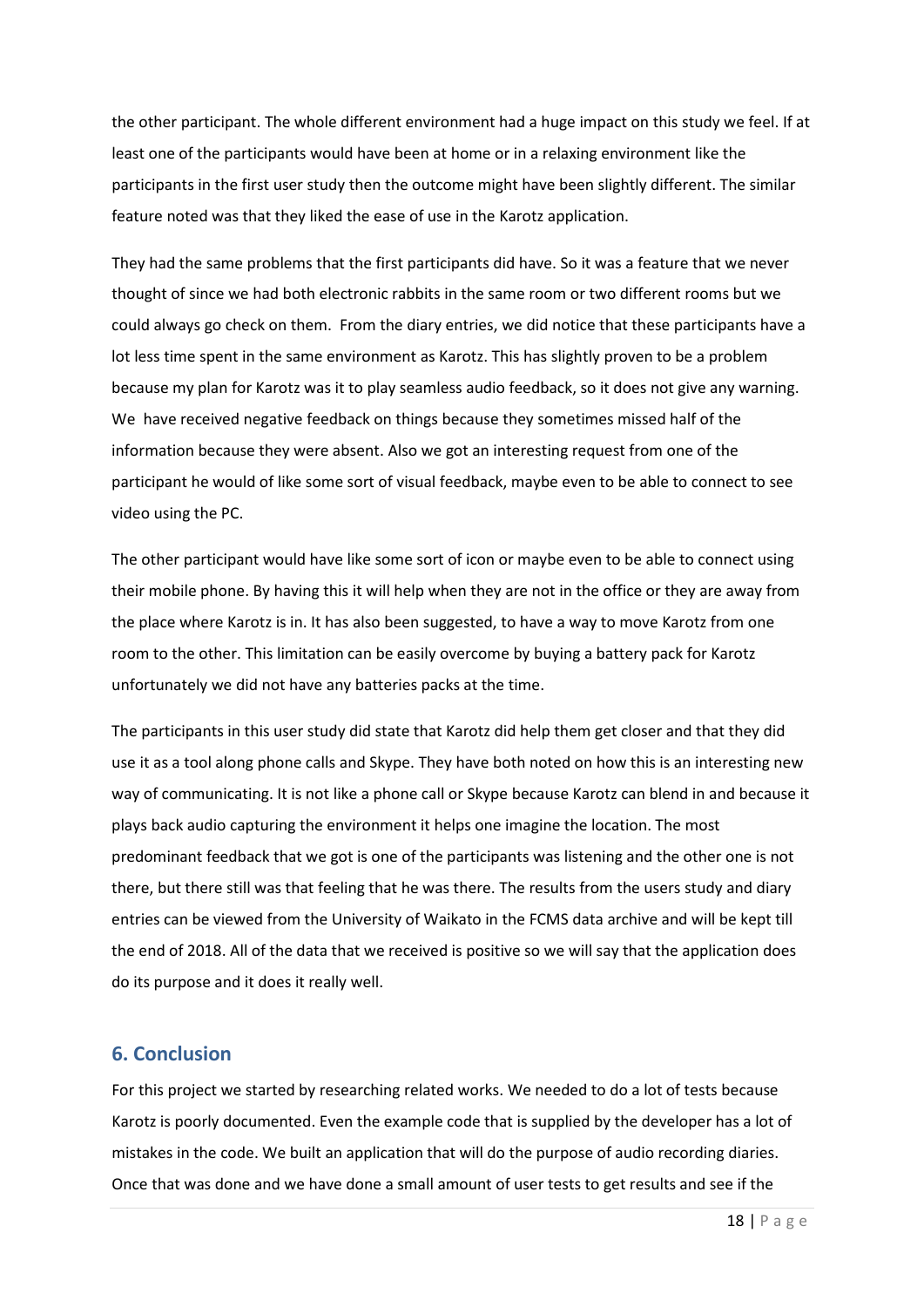the other participant. The whole different environment had a huge impact on this study we feel. If at least one of the participants would have been at home or in a relaxing environment like the participants in the first user study then the outcome might have been slightly different. The similar feature noted was that they liked the ease of use in the Karotz application.

They had the same problems that the first participants did have. So it was a feature that we never thought of since we had both electronic rabbits in the same room or two different rooms but we could always go check on them. From the diary entries, we did notice that these participants have a lot less time spent in the same environment as Karotz. This has slightly proven to be a problem because my plan for Karotz was it to play seamless audio feedback, so it does not give any warning. We have received negative feedback on things because they sometimes missed half of the information because they were absent. Also we got an interesting request from one of the participant he would of like some sort of visual feedback, maybe even to be able to connect to see video using the PC.

The other participant would have like some sort of icon or maybe even to be able to connect using their mobile phone. By having this it will help when they are not in the office or they are away from the place where Karotz is in. It has also been suggested, to have a way to move Karotz from one room to the other. This limitation can be easily overcome by buying a battery pack for Karotz unfortunately we did not have any batteries packs at the time.

The participants in this user study did state that Karotz did help them get closer and that they did use it as a tool along phone calls and Skype. They have both noted on how this is an interesting new way of communicating. It is not like a phone call or Skype because Karotz can blend in and because it plays back audio capturing the environment it helps one imagine the location. The most predominant feedback that we got is one of the participants was listening and the other one is not there, but there still was that feeling that he was there. The results from the users study and diary entries can be viewed from the University of Waikato in the FCMS data archive and will be kept till the end of 2018. All of the data that we received is positive so we will say that the application does do its purpose and it does it really well.

## 6. Conclusion

For this project we started by researching related works. We needed to do a lot of tests because Karotz is poorly documented. Even the example code that is supplied by the developer has a lot of mistakes in the code. We built an application that will do the purpose of audio recording diaries. Once that was done and we have done a small amount of user tests to get results and see if the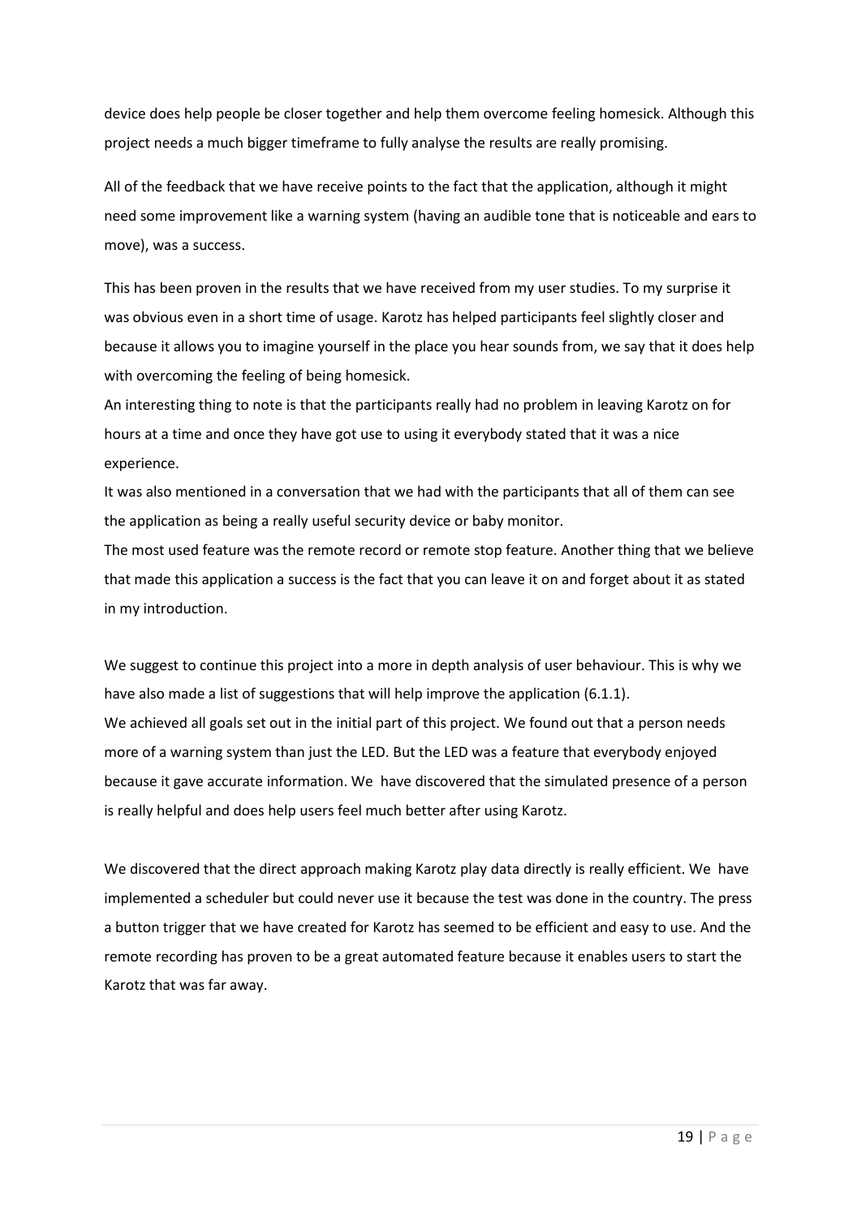device does help people be closer together and help them overcome feeling homesick. Although this project needs a much bigger timeframe to fully analyse the results are really promising.

All of the feedback that we have receive points to the fact that the application, although it might need some improvement like a warning system (having an audible tone that is noticeable and ears to move), was a success.

This has been proven in the results that we have received from my user studies. To my surprise it was obvious even in a short time of usage. Karotz has helped participants feel slightly closer and because it allows you to imagine yourself in the place you hear sounds from, we say that it does help with overcoming the feeling of being homesick.

An interesting thing to note is that the participants really had no problem in leaving Karotz on for hours at a time and once they have got use to using it everybody stated that it was a nice experience.

It was also mentioned in a conversation that we had with the participants that all of them can see the application as being a really useful security device or baby monitor.

The most used feature was the remote record or remote stop feature. Another thing that we believe that made this application a success is the fact that you can leave it on and forget about it as stated in my introduction.

We suggest to continue this project into a more in depth analysis of user behaviour. This is why we have also made a list of suggestions that will help improve the application (6.1.1).

We achieved all goals set out in the initial part of this project. We found out that a person needs more of a warning system than just the LED. But the LED was a feature that everybody enjoyed because it gave accurate information. We have discovered that the simulated presence of a person is really helpful and does help users feel much better after using Karotz.

We discovered that the direct approach making Karotz play data directly is really efficient. We have implemented a scheduler but could never use it because the test was done in the country. The press a button trigger that we have created for Karotz has seemed to be efficient and easy to use. And the remote recording has proven to be a great automated feature because it enables users to start the Karotz that was far away.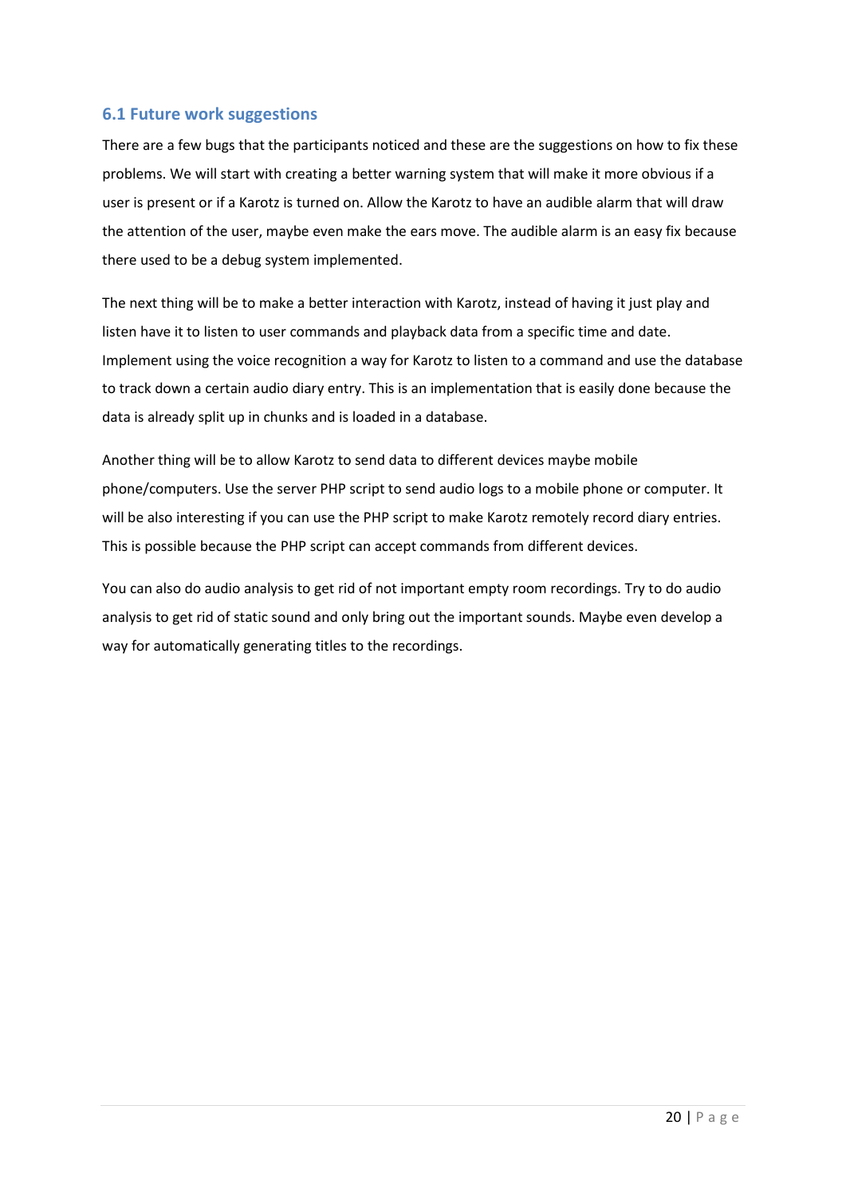## 6.1 Future work suggestions

There are a few bugs that the participants noticed and these are the suggestions on how to fix these problems. We will start with creating a better warning system that will make it more obvious if a user is present or if a Karotz is turned on. Allow the Karotz to have an audible alarm that will draw the attention of the user, maybe even make the ears move. The audible alarm is an easy fix because there used to be a debug system implemented.

The next thing will be to make a better interaction with Karotz, instead of having it just play and listen have it to listen to user commands and playback data from a specific time and date. Implement using the voice recognition a way for Karotz to listen to a command and use the database to track down a certain audio diary entry. This is an implementation that is easily done because the data is already split up in chunks and is loaded in a database.

Another thing will be to allow Karotz to send data to different devices maybe mobile phone/computers. Use the server PHP script to send audio logs to a mobile phone or computer. It will be also interesting if you can use the PHP script to make Karotz remotely record diary entries. This is possible because the PHP script can accept commands from different devices.

You can also do audio analysis to get rid of not important empty room recordings. Try to do audio analysis to get rid of static sound and only bring out the important sounds. Maybe even develop a way for automatically generating titles to the recordings.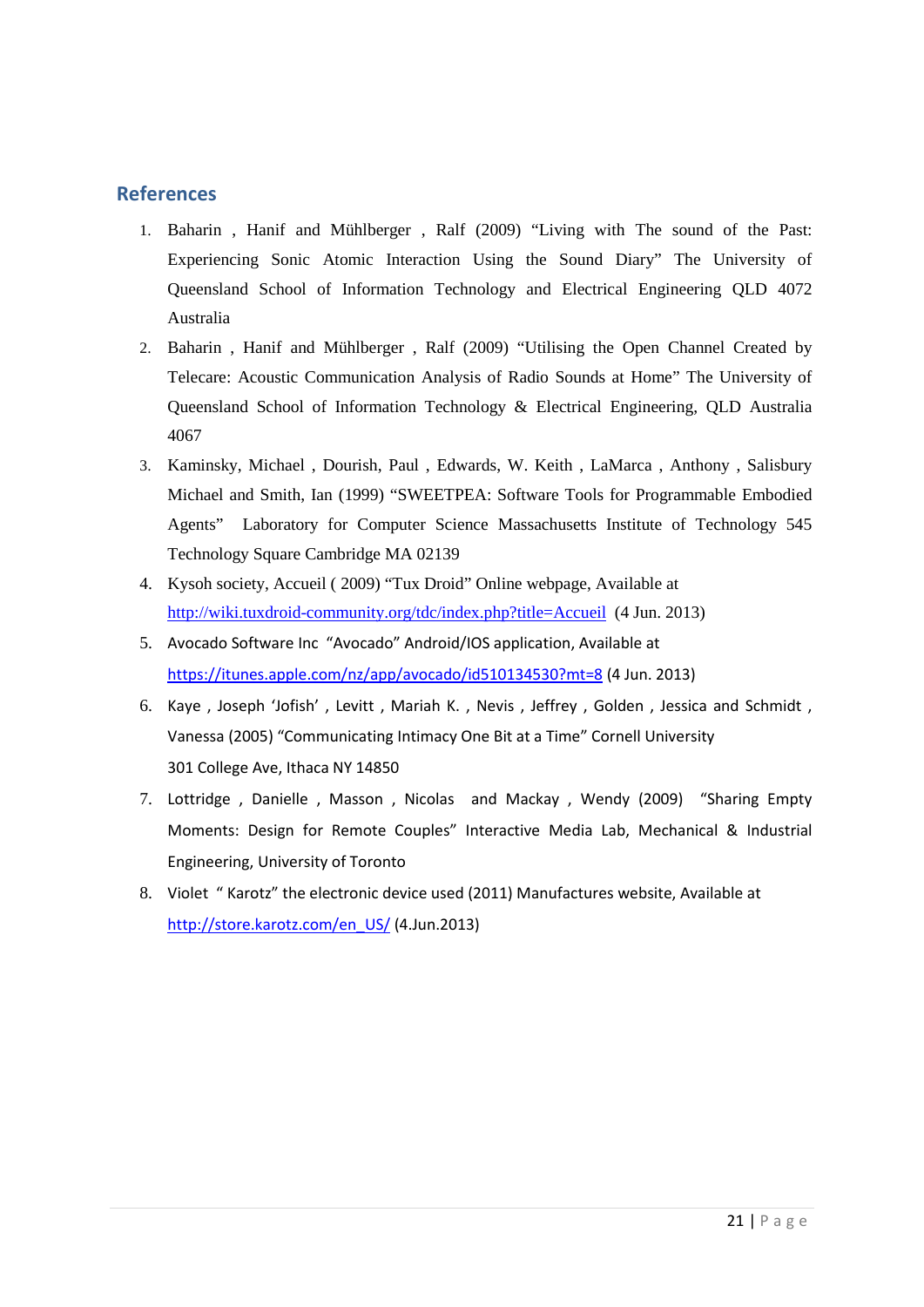## References

1. Baharin , Hanif and Mühlberger , Ralf (2009) “Living with The sound of the Past: Experiencing Sonic Atomic Interaction Using the Sound Diary” The University of Queensland School of Information Technology and Electrical Engineering QLD 4072 Australia
2. Baharin , Hanif and Mühlberger , Ralf (2009) “Utilising the Open Channel Created by Telecare: Acoustic Communication Analysis of Radio Sounds at Home” The University of Queensland School of Information Technology & Electrical Engineering, QLD Australia 4067
3. Kaminsky, Michael , Dourish, Paul , Edwards, W. Keith , LaMarca , Anthony , Salisbury Michael and Smith, Ian (1999) “SWEETPEA: Software Tools for Programmable Embodied Agents” Laboratory for Computer Science Massachusetts Institute of Technology 545 Technology Square Cambridge MA 02139
4. Kysoh society, Accueil ( 2009) “Tux Droid” Online webpage, Available at http://wiki.tuxdroid-community.org/tdc/index.php?title=Accueil (4 Jun. 2013)
5. Avocado Software Inc “Avocado” Android/IOS application, Available at https://itunes.apple.com/nz/app/avocado/id510134530?mt=8 (4 Jun. 2013)
6. Kaye , Joseph ‘Jofish’ , Levitt , Mariah K. , Nevis , Jeffrey , Golden , Jessica and Schmidt , Vanessa (2005) “Communicating Intimacy One Bit at a Time” Cornell University 301 College Ave, Ithaca NY 14850
7. Lottridge , Danielle , Masson , Nicolas and Mackay , Wendy (2009) “Sharing Empty Moments: Design for Remote Couples” Interactive Media Lab, Mechanical & Industrial Engineering, University of Toronto
8. Violet “ Karotz” the electronic device used (2011) Manufactures website, Available at http://store.karotz.com/en_US/ (4.Jun.2013)